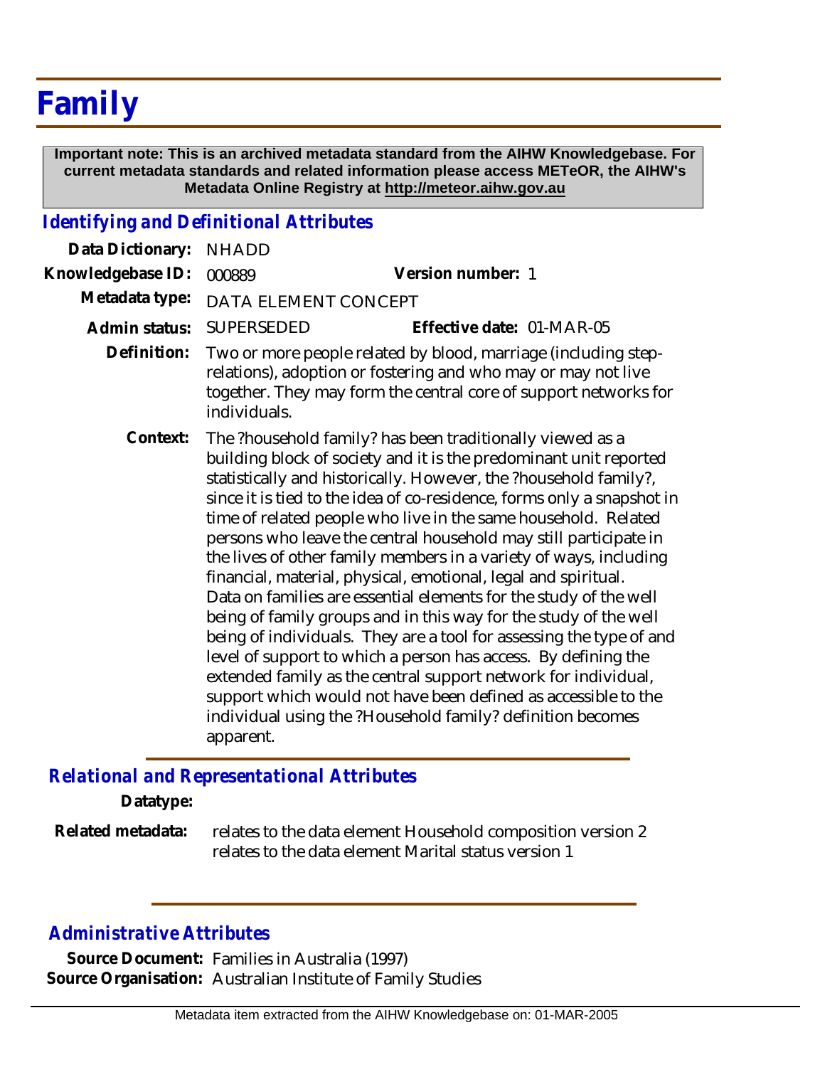# Family

**Important note: This is an archived metadata standard from the AIHW Knowledgebase. For current metadata standards and related information please access METeOR, the AIHW's Metadata Online Registry at http://meteor.aihw.gov.au**

## *Identifying and Definitional Attributes*

**Data Dictionary:** NHADD

**Knowledgebase ID:** 000889 **Version number:** 1

**Metadata type:** DATA ELEMENT CONCEPT

**Admin status:** SUPERSEDED **Effective date:** 01-MAR-05

**Definition:** Two or more people related by blood, marriage (including step-relations), adoption or fostering and who may or may not live together. They may form the central core of support networks for individuals.

**Context:** The ?household family? has been traditionally viewed as a building block of society and it is the predominant unit reported statistically and historically. However, the ?household family?, since it is tied to the idea of co-residence, forms only a snapshot in time of related people who live in the same household. Related persons who leave the central household may still participate in the lives of other family members in a variety of ways, including financial, material, physical, emotional, legal and spiritual. Data on families are essential elements for the study of the well being of family groups and in this way for the study of the well being of individuals. They are a tool for assessing the type of and level of support to which a person has access. By defining the extended family as the central support network for individual, support which would not have been defined as accessible to the individual using the ?Household family? definition becomes apparent.

## *Relational and Representational Attributes*

**Datatype:**

**Related metadata:** relates to the data element Household composition version 2
relates to the data element Marital status version 1

## *Administrative Attributes*

**Source Document:** Families in Australia (1997)

**Source Organisation:** Australian Institute of Family Studies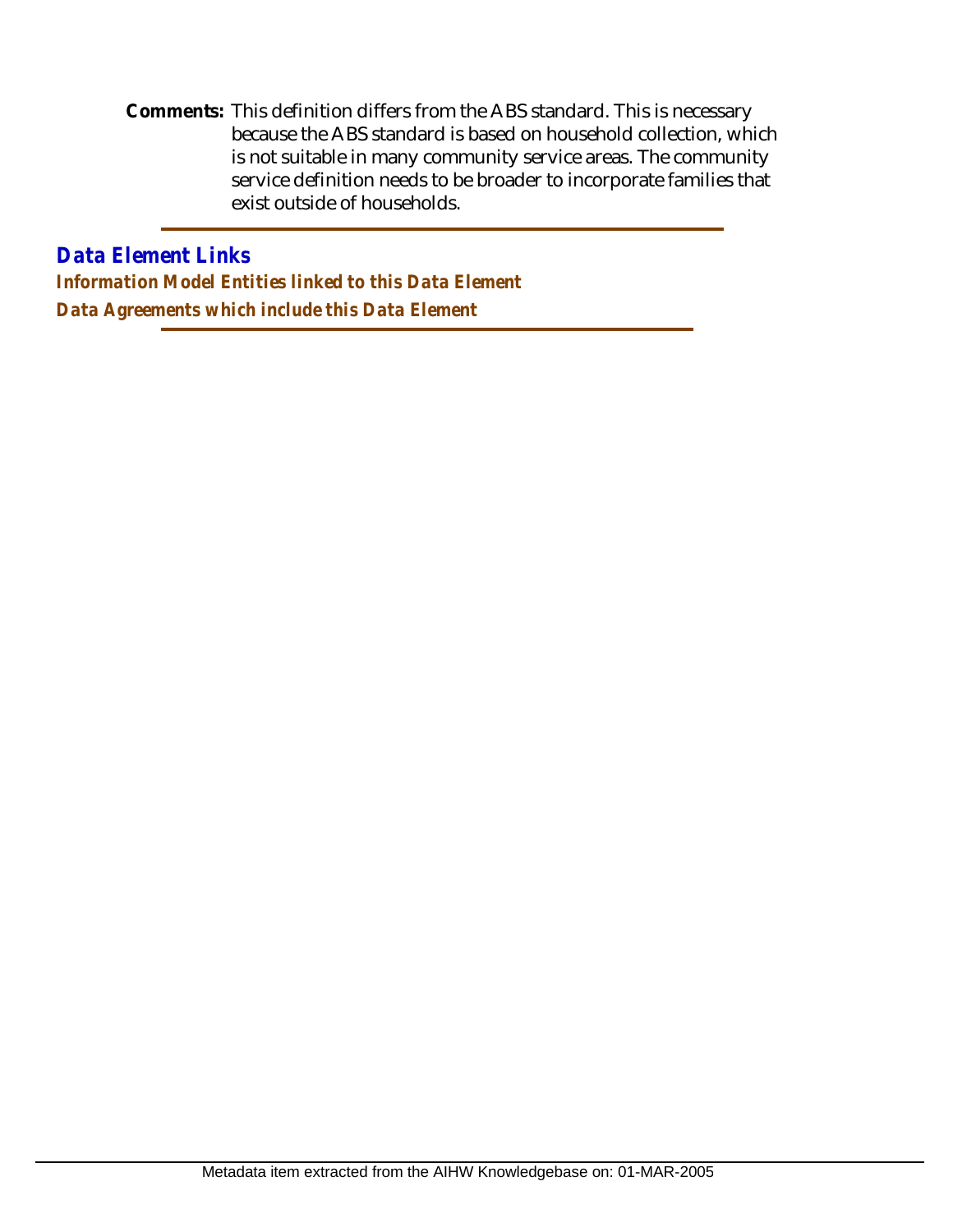**Comments:** This definition differs from the ABS standard. This is necessary because the ABS standard is based on household collection, which is not suitable in many community service areas. The community service definition needs to be broader to incorporate families that exist outside of households.

## Data Element Links

***Information Model Entities linked to this Data Element***

***Data Agreements which include this Data Element***

Metadata item extracted from the AIHW Knowledgebase on: 01-MAR-2005